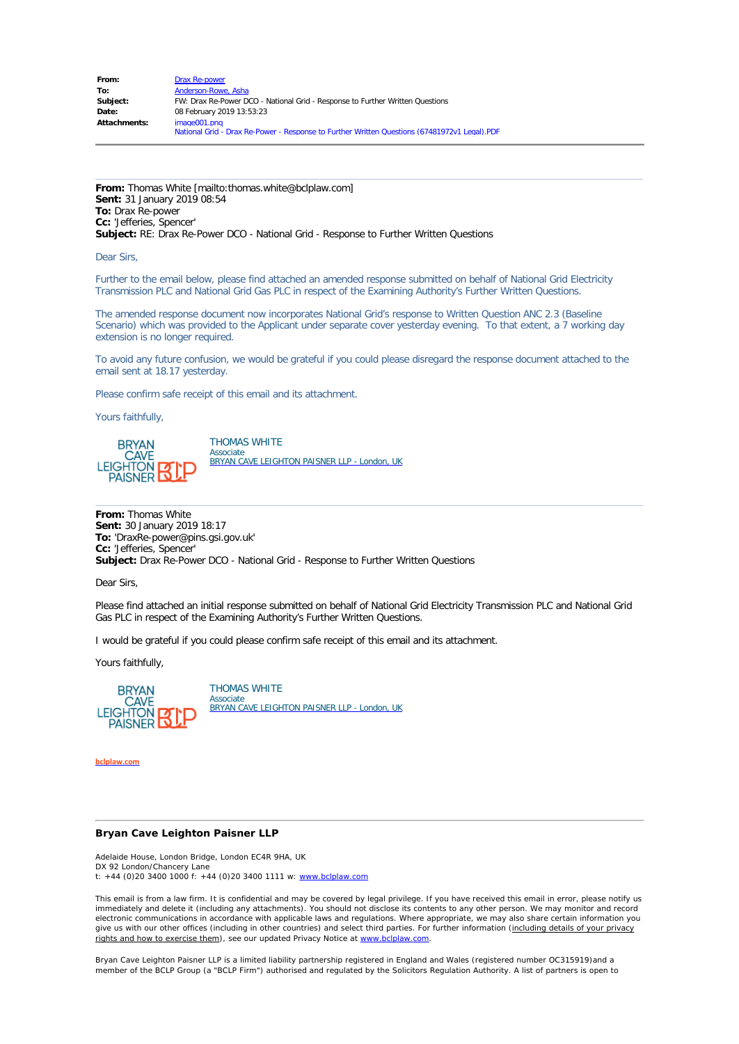| | |
|---|---|
| **From:** | Drax Re-power |
| **To:** | Anderson-Rowe, Asha |
| **Subject:** | FW: Drax Re-Power DCO - National Grid - Response to Further Written Questions |
| **Date:** | 08 February 2019 13:53:23 |
| **Attachments:** | image001.png<br>National Grid - Drax Re-Power - Response to Further Written Questions (67481972v1 Legal).PDF |

---

**From:** Thomas White [mailto:thomas.white@bclplaw.com]
**Sent:** 31 January 2019 08:54
**To:** Drax Re-power
**Cc:** 'Jefferies, Spencer'
**Subject:** RE: Drax Re-Power DCO - National Grid - Response to Further Written Questions

Dear Sirs,

Further to the email below, please find attached an amended response submitted on behalf of National Grid Electricity Transmission PLC and National Grid Gas PLC in respect of the Examining Authority's Further Written Questions.

The amended response document now incorporates National Grid's response to Written Question ANC 2.3 (Baseline Scenario) which was provided to the Applicant under separate cover yesterday evening. To that extent, a 7 working day extension is no longer required.

To avoid any future confusion, we would be grateful if you could please disregard the response document attached to the email sent at 18.17 yesterday.

Please confirm safe receipt of this email and its attachment.

Yours faithfully,

BRYAN CAVE LEIGHTON PAISNER BCLP

THOMAS WHITE
Associate
BRYAN CAVE LEIGHTON PAISNER LLP - London, UK

---

**From:** Thomas White
**Sent:** 30 January 2019 18:17
**To:** 'DraxRe-power@pins.gsi.gov.uk'
**Cc:** 'Jefferies, Spencer'
**Subject:** Drax Re-Power DCO - National Grid - Response to Further Written Questions

Dear Sirs,

Please find attached an initial response submitted on behalf of National Grid Electricity Transmission PLC and National Grid Gas PLC in respect of the Examining Authority's Further Written Questions.

I would be grateful if you could please confirm safe receipt of this email and its attachment.

Yours faithfully,

BRYAN CAVE LEIGHTON PAISNER BCLP

THOMAS WHITE
Associate
BRYAN CAVE LEIGHTON PAISNER LLP - London, UK

bclplaw.com

---

**Bryan Cave Leighton Paisner LLP**

Adelaide House, London Bridge, London EC4R 9HA, UK
DX 92 London/Chancery Lane
t: +44 (0)20 3400 1000 f: +44 (0)20 3400 1111 w: www.bclplaw.com

This email is from a law firm. It is confidential and may be covered by legal privilege. If you have received this email in error, please notify us immediately and delete it (including any attachments). You should not disclose its contents to any other person. We may monitor and record electronic communications in accordance with applicable laws and regulations. Where appropriate, we may also share certain information you give us with our other offices (including in other countries) and select third parties. For further information (including details of your privacy rights and how to exercise them), see our updated Privacy Notice at www.bclplaw.com.

Bryan Cave Leighton Paisner LLP is a limited liability partnership registered in England and Wales (registered number OC315919)and a member of the BCLP Group (a "BCLP Firm") authorised and regulated by the Solicitors Regulation Authority. A list of partners is open to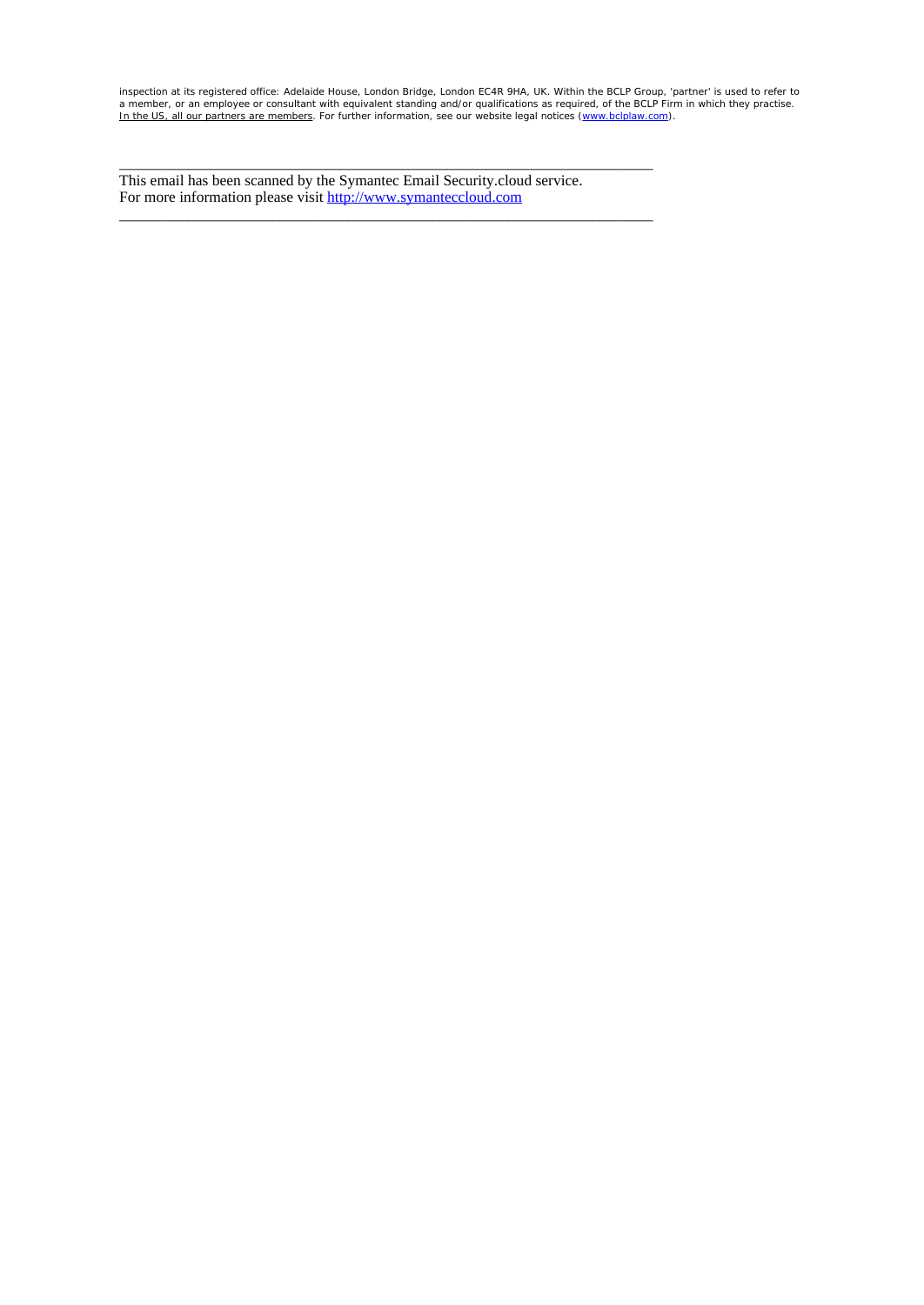inspection at its registered office: Adelaide House, London Bridge, London EC4R 9HA, UK. Within the BCLP Group, 'partner' is used to refer to a member, or an employee or consultant with equivalent standing and/or qualifications as required, of the BCLP Firm in which they practise. In the US, all our partners are members. For further information, see our website legal notices (www.bclplaw.com).

---

This email has been scanned by the Symantec Email Security.cloud service.
For more information please visit http://www.symanteccloud.com

---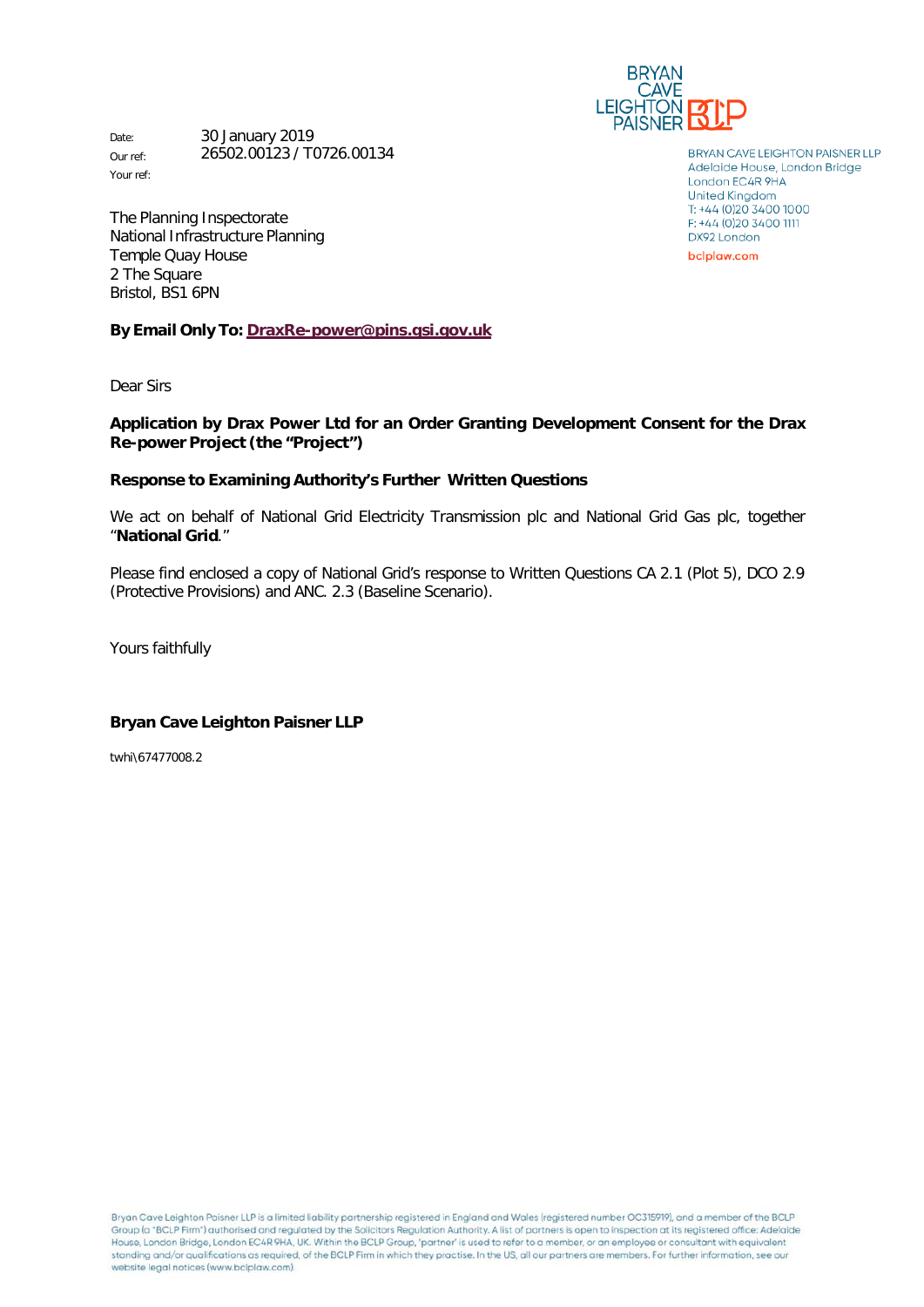BRYAN CAVE LEIGHTON PAISNER

Date: 30 January 2019
Our ref: 26502.00123 / T0726.00134
Your ref:

BRYAN CAVE LEIGHTON PAISNER LLP
Adelaide House, London Bridge
London EC4R 9HA
United Kingdom
T: +44 (0)20 3400 1000
F: +44 (0)20 3400 1111
DX92 London
bclplaw.com

The Planning Inspectorate
National Infrastructure Planning
Temple Quay House
2 The Square
Bristol, BS1 6PN

**By Email Only To: DraxRe-power@pins.gsi.gov.uk**

Dear Sirs

**Application by Drax Power Ltd for an Order Granting Development Consent for the Drax Re-power Project (the "Project")**

**Response to Examining Authority's Further Written Questions**

We act on behalf of National Grid Electricity Transmission plc and National Grid Gas plc, together "**National Grid**."

Please find enclosed a copy of National Grid's response to Written Questions CA 2.1 (Plot 5), DCO 2.9 (Protective Provisions) and ANC. 2.3 (Baseline Scenario).

Yours faithfully

**Bryan Cave Leighton Paisner LLP**

twhi\67477008.2

Bryan Cave Leighton Paisner LLP is a limited liability partnership registered in England and Wales (registered number OC315919), and a member of the BCLP Group (a "BCLP Firm") authorised and regulated by the Solicitors Regulation Authority. A list of partners is open to inspection at its registered office: Adelaide House, London Bridge, London EC4R 9HA, UK. Within the BCLP Group, 'partner' is used to refer to a member, or an employee or consultant with equivalent standing and/or qualifications as required, of the BCLP Firm in which they practise. In the US, all our partners are members. For further information, see our website legal notices (www.bclplaw.com).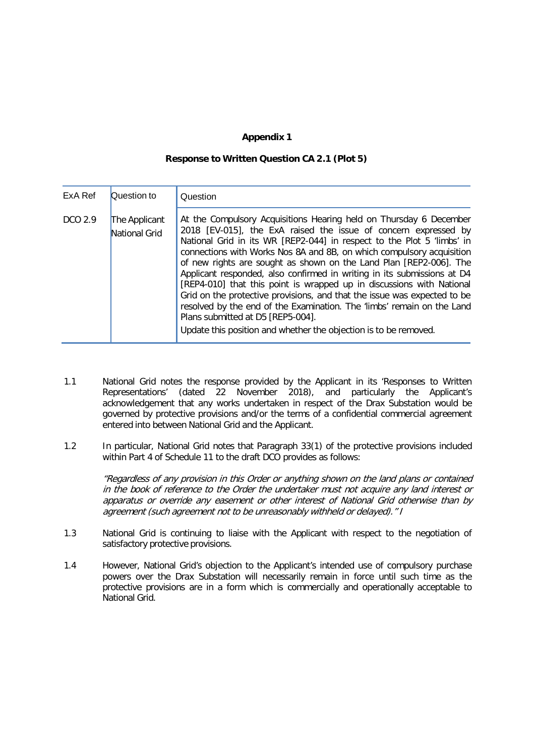**Appendix 1**

**Response to Written Question CA 2.1 (Plot 5)**

| ExA Ref | Question to | Question |
|---|---|---|
| DCO 2.9 | The Applicant National Grid | At the Compulsory Acquisitions Hearing held on Thursday 6 December 2018 [EV-015], the ExA raised the issue of concern expressed by National Grid in its WR [REP2-044] in respect to the Plot 5 'limbs' in connections with Works Nos 8A and 8B, on which compulsory acquisition of new rights are sought as shown on the Land Plan [REP2-006]. The Applicant responded, also confirmed in writing in its submissions at D4 [REP4-010] that this point is wrapped up in discussions with National Grid on the protective provisions, and that the issue was expected to be resolved by the end of the Examination. The 'limbs' remain on the Land Plans submitted at D5 [REP5-004].<br><br>Update this position and whether the objection is to be removed. |

1.1 National Grid notes the response provided by the Applicant in its 'Responses to Written Representations' (dated 22 November 2018), and particularly the Applicant's acknowledgement that any works undertaken in respect of the Drax Substation would be governed by protective provisions and/or the terms of a confidential commercial agreement entered into between National Grid and the Applicant.

1.2 In particular, National Grid notes that Paragraph 33(1) of the protective provisions included within Part 4 of Schedule 11 to the draft DCO provides as follows:

> *"Regardless of any provision in this Order or anything shown on the land plans or contained in the book of reference to the Order the undertaker must not acquire any land interest or apparatus or override any easement or other interest of National Grid otherwise than by agreement (such agreement not to be unreasonably withheld or delayed)." I*

1.3 National Grid is continuing to liaise with the Applicant with respect to the negotiation of satisfactory protective provisions.

1.4 However, National Grid's objection to the Applicant's intended use of compulsory purchase powers over the Drax Substation will necessarily remain in force until such time as the protective provisions are in a form which is commercially and operationally acceptable to National Grid.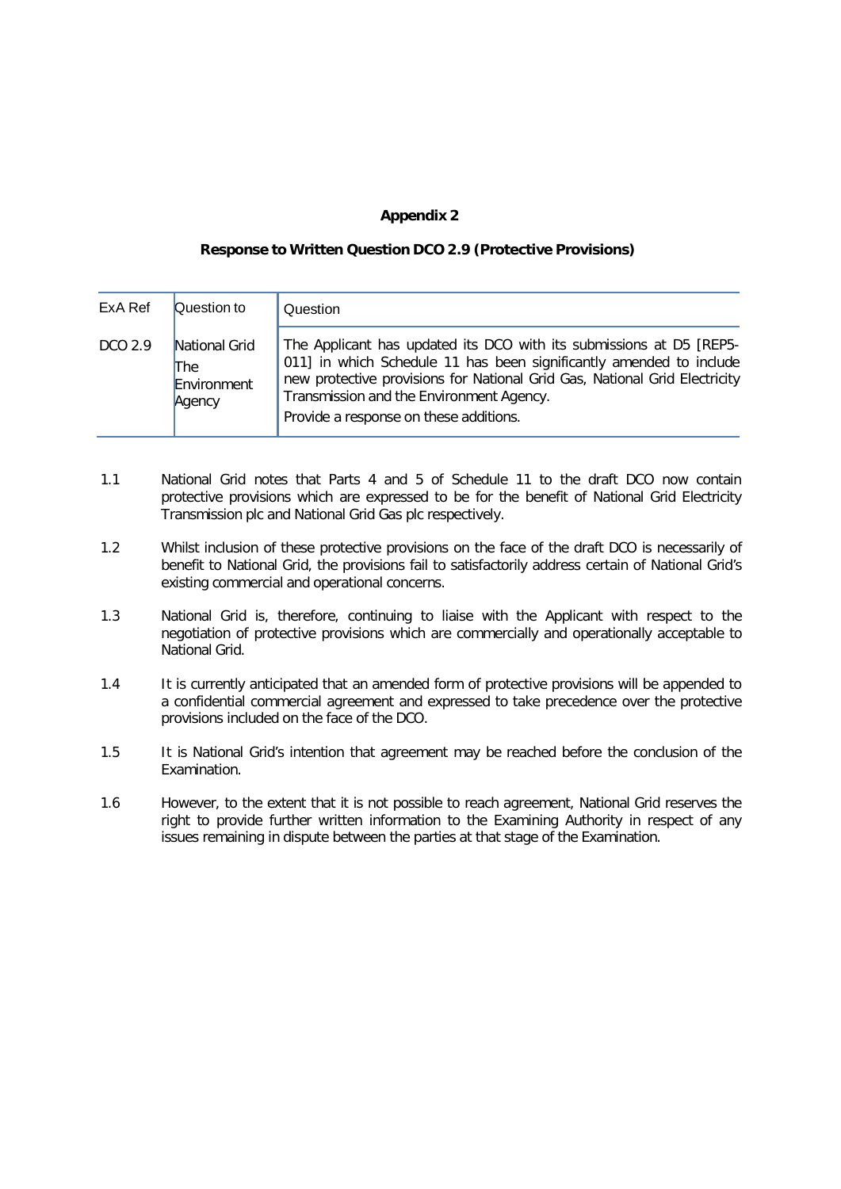**Appendix 2**

**Response to Written Question DCO 2.9 (Protective Provisions)**

| ExA Ref | Question to | Question |
|---|---|---|
| DCO 2.9 | National Grid<br>The Environment Agency | The Applicant has updated its DCO with its submissions at D5 [REP5-011] in which Schedule 11 has been significantly amended to include new protective provisions for National Grid Gas, National Grid Electricity Transmission and the Environment Agency.<br>Provide a response on these additions. |

1.1 National Grid notes that Parts 4 and 5 of Schedule 11 to the draft DCO now contain protective provisions which are expressed to be for the benefit of National Grid Electricity Transmission plc and National Grid Gas plc respectively.

1.2 Whilst inclusion of these protective provisions on the face of the draft DCO is necessarily of benefit to National Grid, the provisions fail to satisfactorily address certain of National Grid's existing commercial and operational concerns.

1.3 National Grid is, therefore, continuing to liaise with the Applicant with respect to the negotiation of protective provisions which are commercially and operationally acceptable to National Grid.

1.4 It is currently anticipated that an amended form of protective provisions will be appended to a confidential commercial agreement and expressed to take precedence over the protective provisions included on the face of the DCO.

1.5 It is National Grid's intention that agreement may be reached before the conclusion of the Examination.

1.6 However, to the extent that it is not possible to reach agreement, National Grid reserves the right to provide further written information to the Examining Authority in respect of any issues remaining in dispute between the parties at that stage of the Examination.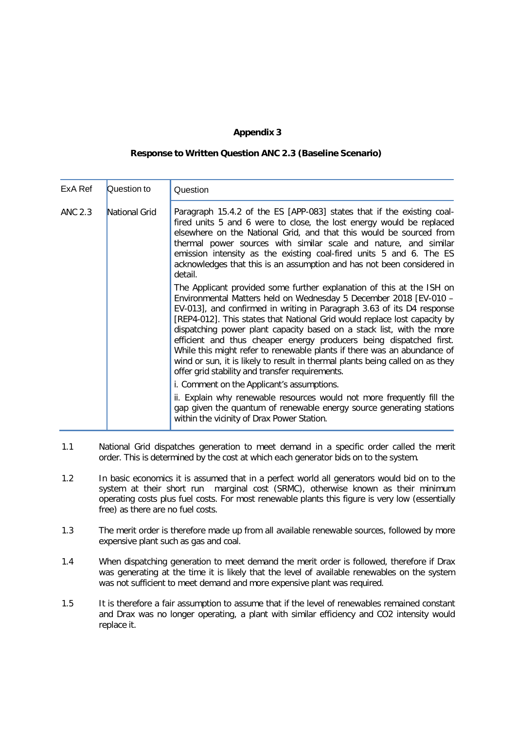**Appendix 3**

**Response to Written Question ANC 2.3 (Baseline Scenario)**

| ExA Ref | Question to | Question |
|---|---|---|
| ANC 2.3 | National Grid | Paragraph 15.4.2 of the ES [APP-083] states that if the existing coal-fired units 5 and 6 were to close, the lost energy would be replaced elsewhere on the National Grid, and that this would be sourced from thermal power sources with similar scale and nature, and similar emission intensity as the existing coal-fired units 5 and 6. The ES acknowledges that this is an assumption and has not been considered in detail.<br><br>The Applicant provided some further explanation of this at the ISH on Environmental Matters held on Wednesday 5 December 2018 [EV-010 – EV-013], and confirmed in writing in Paragraph 3.63 of its D4 response [REP4-012]. This states that National Grid would replace lost capacity by dispatching power plant capacity based on a stack list, with the more efficient and thus cheaper energy producers being dispatched first. While this might refer to renewable plants if there was an abundance of wind or sun, it is likely to result in thermal plants being called on as they offer grid stability and transfer requirements.<br><br>i. Comment on the Applicant's assumptions.<br><br>ii. Explain why renewable resources would not more frequently fill the gap given the quantum of renewable energy source generating stations within the vicinity of Drax Power Station. |

1.1 National Grid dispatches generation to meet demand in a specific order called the merit order. This is determined by the cost at which each generator bids on to the system.

1.2 In basic economics it is assumed that in a perfect world all generators would bid on to the system at their short run marginal cost (SRMC), otherwise known as their minimum operating costs plus fuel costs. For most renewable plants this figure is very low (essentially free) as there are no fuel costs.

1.3 The merit order is therefore made up from all available renewable sources, followed by more expensive plant such as gas and coal.

1.4 When dispatching generation to meet demand the merit order is followed, therefore if Drax was generating at the time it is likely that the level of available renewables on the system was not sufficient to meet demand and more expensive plant was required.

1.5 It is therefore a fair assumption to assume that if the level of renewables remained constant and Drax was no longer operating, a plant with similar efficiency and $CO_2$ intensity would replace it.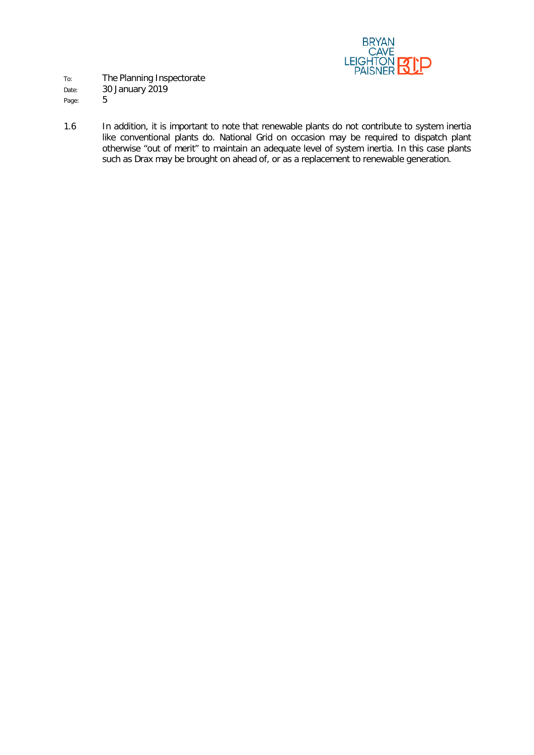1.6 In addition, it is important to note that renewable plants do not contribute to system inertia like conventional plants do. National Grid on occasion may be required to dispatch plant otherwise "out of merit" to maintain an adequate level of system inertia. In this case plants such as Drax may be brought on ahead of, or as a replacement to renewable generation.